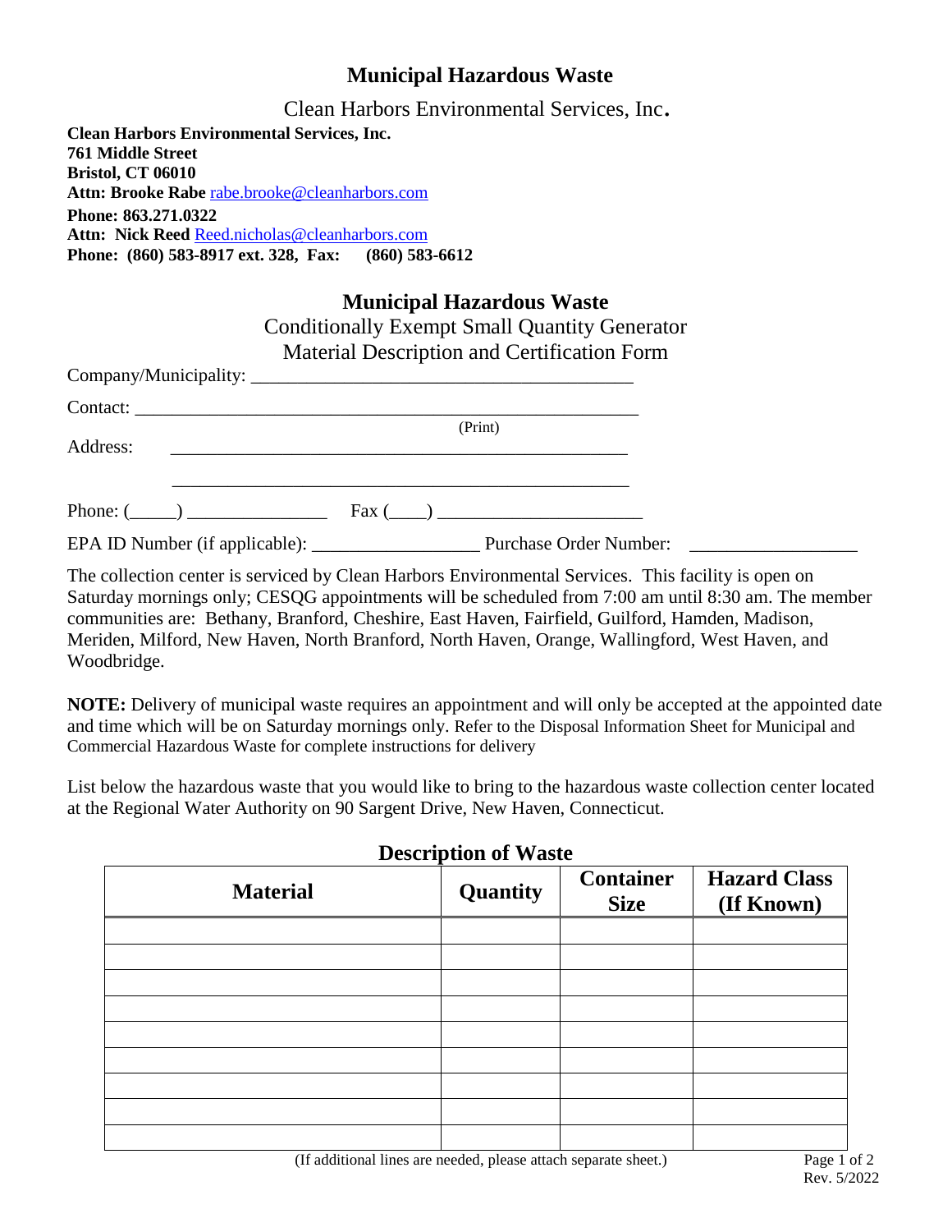# Municipal Hazardous Waste

Clean Harbors Environmental Services, Inc.

**Clean Harbors Environmental Services, Inc.**
**761 Middle Street**
**Bristol, CT 06010**
**Attn: Brooke Rabe** rabe.brooke@cleanharbors.com
**Phone: 863.271.0322**
**Attn: Nick Reed** Reed.nicholas@cleanharbors.com
**Phone: (860) 583-8917 ext. 328, Fax: (860) 583-6612**

## Municipal Hazardous Waste

Conditionally Exempt Small Quantity Generator
Material Description and Certification Form

Company/Municipality: ________________________________________

Contact: ________________________________________________________
(Print)

Address: ________________________________________________

________________________________________________

Phone: (_____) _______________ Fax (____) ______________________

EPA ID Number (if applicable): __________________ Purchase Order Number: __________________

The collection center is serviced by Clean Harbors Environmental Services. This facility is open on Saturday mornings only; CESQG appointments will be scheduled from 7:00 am until 8:30 am. The member communities are: Bethany, Branford, Cheshire, East Haven, Fairfield, Guilford, Hamden, Madison, Meriden, Milford, New Haven, North Branford, North Haven, Orange, Wallingford, West Haven, and Woodbridge.

**NOTE:** Delivery of municipal waste requires an appointment and will only be accepted at the appointed date and time which will be on Saturday mornings only. Refer to the Disposal Information Sheet for Municipal and Commercial Hazardous Waste for complete instructions for delivery

List below the hazardous waste that you would like to bring to the hazardous waste collection center located at the Regional Water Authority on 90 Sargent Drive, New Haven, Connecticut.

### Description of Waste

| Material | Quantity | Container Size | Hazard Class (If Known) |
|---|---|---|---|
| | | | |
| | | | |
| | | | |
| | | | |
| | | | |
| | | | |
| | | | |
| | | | |
| | | | |

(If additional lines are needed, please attach separate sheet.)

Rev. 5/2022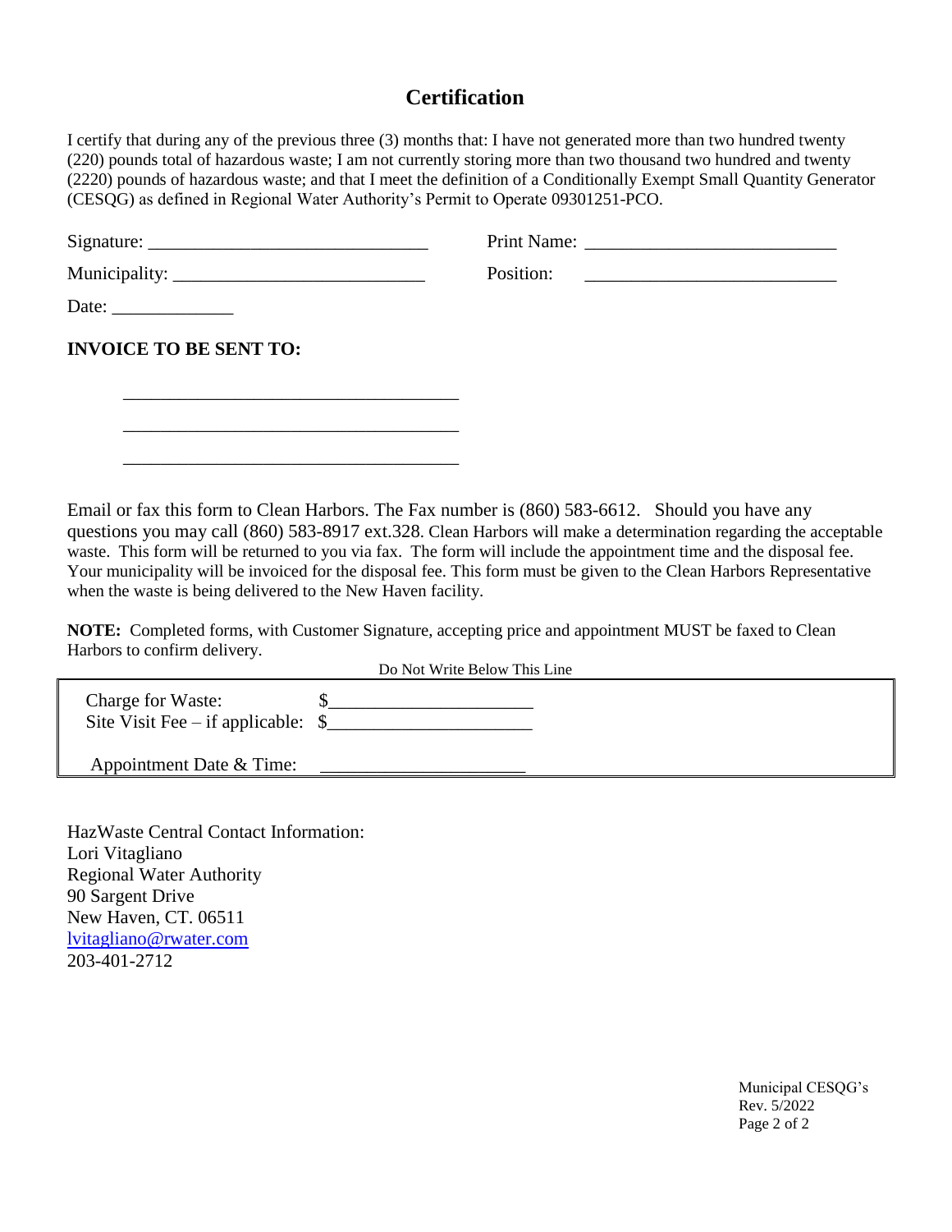# Certification

I certify that during any of the previous three (3) months that: I have not generated more than two hundred twenty (220) pounds total of hazardous waste; I am not currently storing more than two thousand two hundred and twenty (2220) pounds of hazardous waste; and that I meet the definition of a Conditionally Exempt Small Quantity Generator (CESQG) as defined in Regional Water Authority's Permit to Operate 09301251-PCO.

Signature: ______________________________ Print Name: __________________________

Municipality: __________________________ Position: __________________________

Date: _____________

**INVOICE TO BE SENT TO:**

____________________________________

____________________________________

____________________________________

Email or fax this form to Clean Harbors. The Fax number is (860) 583-6612. Should you have any questions you may call (860) 583-8917 ext.328. Clean Harbors will make a determination regarding the acceptable waste. This form will be returned to you via fax. The form will include the appointment time and the disposal fee. Your municipality will be invoiced for the disposal fee. This form must be given to the Clean Harbors Representative when the waste is being delivered to the New Haven facility.

**NOTE:** Completed forms, with Customer Signature, accepting price and appointment MUST be faxed to Clean Harbors to confirm delivery.

Do Not Write Below This Line

Charge for Waste: $_____________________

Site Visit Fee – if applicable: $_____________________

Appointment Date & Time: _____________________

HazWaste Central Contact Information:
Lori Vitagliano
Regional Water Authority
90 Sargent Drive
New Haven, CT. 06511
lvitagliano@rwater.com
203-401-2712

Municipal CESQG's
Rev. 5/2022